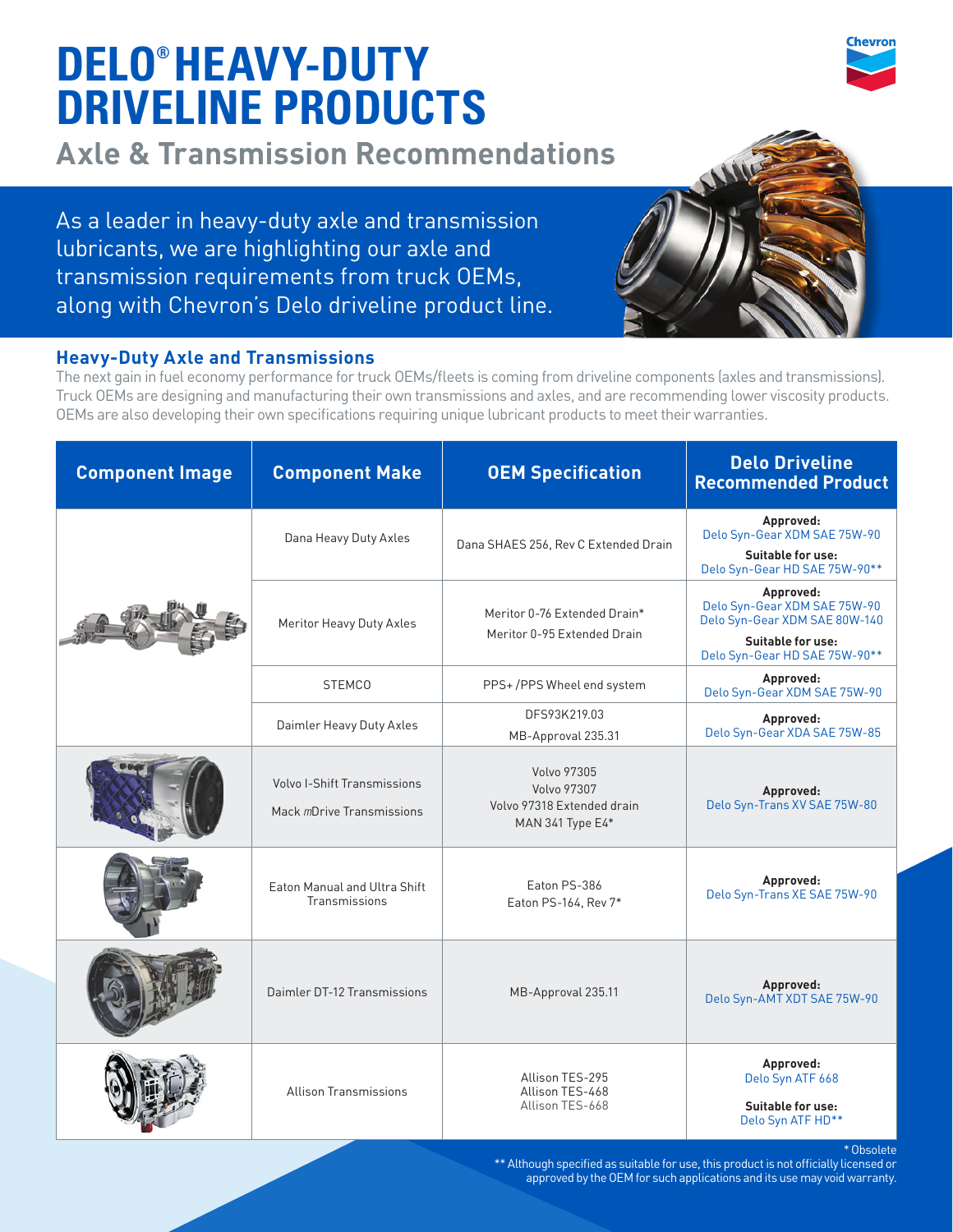# DELO® HEAVY-DUTY DRIVELINE PRODUCTS

## Axle & Transmission Recommendations

As a leader in heavy-duty axle and transmission lubricants, we are highlighting our axle and transmission requirements from truck OEMs, along with Chevron's Delo driveline product line.

### Heavy-Duty Axle and Transmissions

The next gain in fuel economy performance for truck OEMs/fleets is coming from driveline components (axles and transmissions). Truck OEMs are designing and manufacturing their own transmissions and axles, and are recommending lower viscosity products. OEMs are also developing their own specifications requiring unique lubricant products to meet their warranties.

| Component Image | Component Make | OEM Specification | Delo Driveline Recommended Product |
|---|---|---|---|
| | Dana Heavy Duty Axles | Dana SHAES 256, Rev C Extended Drain | **Approved:** Delo Syn-Gear XDM SAE 75W-90 **Suitable for use:** Delo Syn-Gear HD SAE 75W-90** |
| | Meritor Heavy Duty Axles | Meritor 0-76 Extended Drain* Meritor 0-95 Extended Drain | **Approved:** Delo Syn-Gear XDM SAE 75W-90 Delo Syn-Gear XDM SAE 80W-140 **Suitable for use:** Delo Syn-Gear HD SAE 75W-90** |
| | STEMCO | PPS+ /PPS Wheel end system | **Approved:** Delo Syn-Gear XDM SAE 75W-90 |
| | Daimler Heavy Duty Axles | DFS93K219.03 MB-Approval 235.31 | **Approved:** Delo Syn-Gear XDA SAE 75W-85 |
| | Volvo I-Shift Transmissions Mack *m*Drive Transmissions | Volvo 97305 Volvo 97307 Volvo 97318 Extended drain MAN 341 Type E4* | **Approved:** Delo Syn-Trans XV SAE 75W-80 |
| | Eaton Manual and Ultra Shift Transmissions | Eaton PS-386 Eaton PS-164, Rev 7* | **Approved:** Delo Syn-Trans XE SAE 75W-90 |
| | Daimler DT-12 Transmissions | MB-Approval 235.11 | **Approved:** Delo Syn-AMT XDT SAE 75W-90 |
| | Allison Transmissions | Allison TES-295 Allison TES-468 Allison TES-668 | **Approved:** Delo Syn ATF 668 **Suitable for use:** Delo Syn ATF HD** |

\* Obsolete

** Although specified as suitable for use, this product is not officially licensed or approved by the OEM for such applications and its use may void warranty.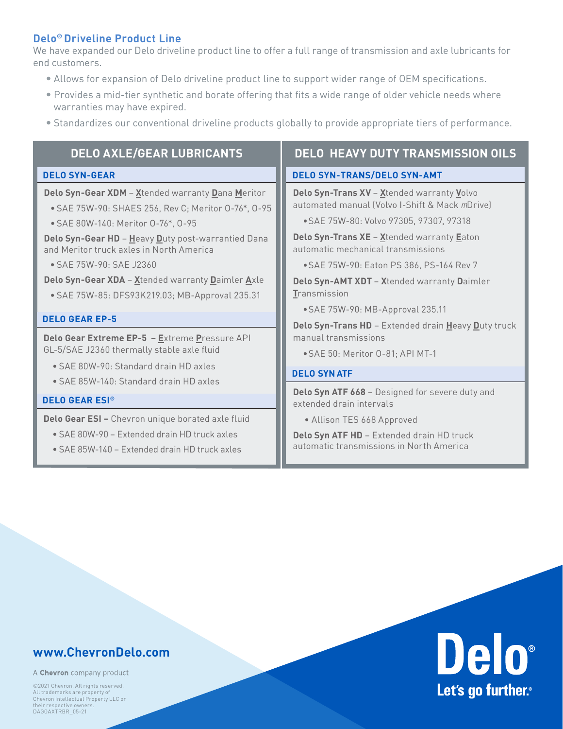## Delo® Driveline Product Line

We have expanded our Delo driveline product line to offer a full range of transmission and axle lubricants for end customers.

- Allows for expansion of Delo driveline product line to support wider range of OEM specifications.
- Provides a mid-tier synthetic and borate offering that fits a wide range of older vehicle needs where warranties may have expired.
- Standardizes our conventional driveline products globally to provide appropriate tiers of performance.

### DELO AXLE/GEAR LUBRICANTS

#### DELO SYN-GEAR

**Delo Syn-Gear XDM** – **X**tended warranty **D**ana **M**eritor

- SAE 75W-90: SHAES 256, Rev C; Meritor O-76*, O-95
- SAE 80W-140: Meritor O-76*, O-95

**Delo Syn-Gear HD** – **H**eavy **D**uty post-warrantied Dana and Meritor truck axles in North America

- SAE 75W-90: SAE J2360

**Delo Syn-Gear XDA** – **X**tended warranty **D**aimler **A**xle

- SAE 75W-85: DFS93K219.03; MB-Approval 235.31

#### DELO GEAR EP-5

**Delo Gear Extreme EP-5 – E**xtreme **P**ressure API GL-5/SAE J2360 thermally stable axle fluid

- SAE 80W-90: Standard drain HD axles
- SAE 85W-140: Standard drain HD axles

#### DELO GEAR ESI®

**Delo Gear ESI –** Chevron unique borated axle fluid

- SAE 80W-90 – Extended drain HD truck axles
- SAE 85W-140 – Extended drain HD truck axles

### DELO HEAVY DUTY TRANSMISSION OILS

#### DELO SYN-TRANS/DELO SYN-AMT

**Delo Syn-Trans XV** – **X**tended warranty **V**olvo automated manual (Volvo I-Shift & Mack *m*Drive)

- SAE 75W-80: Volvo 97305, 97307, 97318

**Delo Syn-Trans XE** – **X**tended warranty **E**aton automatic mechanical transmissions

- SAE 75W-90: Eaton PS 386, PS-164 Rev 7

**Delo Syn-AMT XDT** – **X**tended warranty **D**aimler **T**ransmission

- SAE 75W-90: MB-Approval 235.11

**Delo Syn-Trans HD** – Extended drain **H**eavy **D**uty truck manual transmissions

- SAE 50: Meritor O-81; API MT-1

#### DELO SYN ATF

**Delo Syn ATF 668** – Designed for severe duty and extended drain intervals

- Allison TES 668 Approved

**Delo Syn ATF HD** – Extended drain HD truck automatic transmissions in North America

**www.ChevronDelo.com**

A **Chevron** company product

©2021 Chevron. All rights reserved. All trademarks are property of Chevron Intellectual Property LLC or their respective owners. DAGOAXTRBR_05-21

Delo®

Let's go further.®